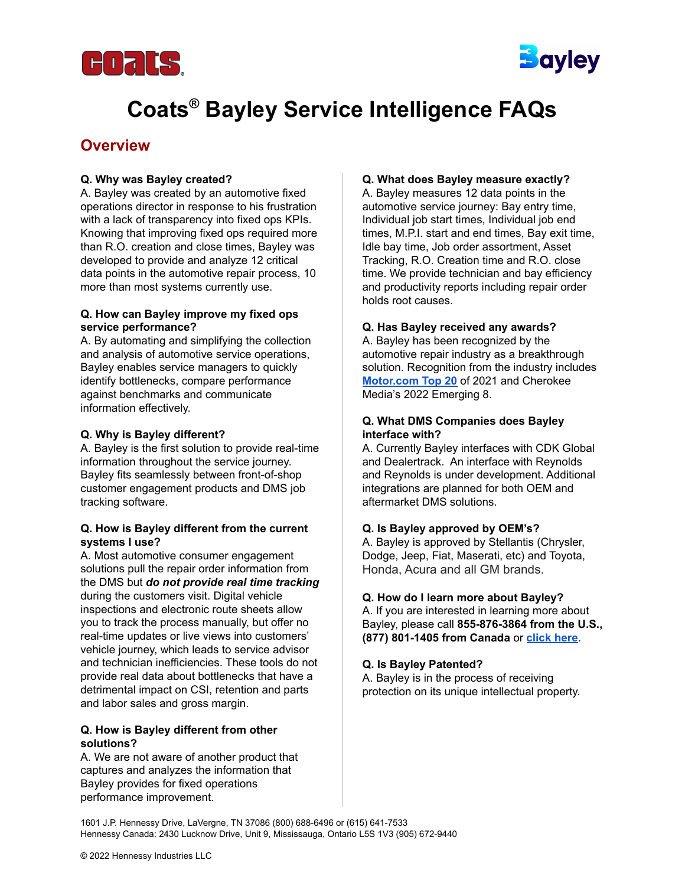# Coats® Bayley Service Intelligence FAQs

## Overview

**Q. Why was Bayley created?**
A. Bayley was created by an automotive fixed operations director in response to his frustration with a lack of transparency into fixed ops KPIs. Knowing that improving fixed ops required more than R.O. creation and close times, Bayley was developed to provide and analyze 12 critical data points in the automotive repair process, 10 more than most systems currently use.

**Q. How can Bayley improve my fixed ops service performance?**
A. By automating and simplifying the collection and analysis of automotive service operations, Bayley enables service managers to quickly identify bottlenecks, compare performance against benchmarks and communicate information effectively.

**Q. Why is Bayley different?**
A. Bayley is the first solution to provide real-time information throughout the service journey. Bayley fits seamlessly between front-of-shop customer engagement products and DMS job tracking software.

**Q. How is Bayley different from the current systems I use?**
A. Most automotive consumer engagement solutions pull the repair order information from the DMS but ***do not provide real time tracking*** during the customers visit. Digital vehicle inspections and electronic route sheets allow you to track the process manually, but offer no real-time updates or live views into customers' vehicle journey, which leads to service advisor and technician inefficiencies. These tools do not provide real data about bottlenecks that have a detrimental impact on CSI, retention and parts and labor sales and gross margin.

**Q. How is Bayley different from other solutions?**
A. We are not aware of another product that captures and analyzes the information that Bayley provides for fixed operations performance improvement.

**Q. What does Bayley measure exactly?**
A. Bayley measures 12 data points in the automotive service journey: Bay entry time, Individual job start times, Individual job end times, M.P.I. start and end times, Bay exit time, Idle bay time, Job order assortment, Asset Tracking, R.O. Creation time and R.O. close time. We provide technician and bay efficiency and productivity reports including repair order holds root causes.

**Q. Has Bayley received any awards?**
A. Bayley has been recognized by the automotive repair industry as a breakthrough solution. Recognition from the industry includes **Motor.com Top 20** of 2021 and Cherokee Media's 2022 Emerging 8.

**Q. What DMS Companies does Bayley interface with?**
A. Currently Bayley interfaces with CDK Global and Dealertrack. An interface with Reynolds and Reynolds is under development. Additional integrations are planned for both OEM and aftermarket DMS solutions.

**Q. Is Bayley approved by OEM's?**
A. Bayley is approved by Stellantis (Chrysler, Dodge, Jeep, Fiat, Maserati, etc) and Toyota, Honda, Acura and all GM brands.

**Q. How do I learn more about Bayley?**
A. If you are interested in learning more about Bayley, please call **855-876-3864 from the U.S., (877) 801-1405 from Canada** or **click here**.

**Q. Is Bayley Patented?**
A. Bayley is in the process of receiving protection on its unique intellectual property.

1601 J.P. Hennessy Drive, LaVergne, TN 37086 (800) 688-6496 or (615) 641-7533
Hennessy Canada: 2430 Lucknow Drive, Unit 9, Mississauga, Ontario L5S 1V3 (905) 672-9440

© 2022 Hennessy Industries LLC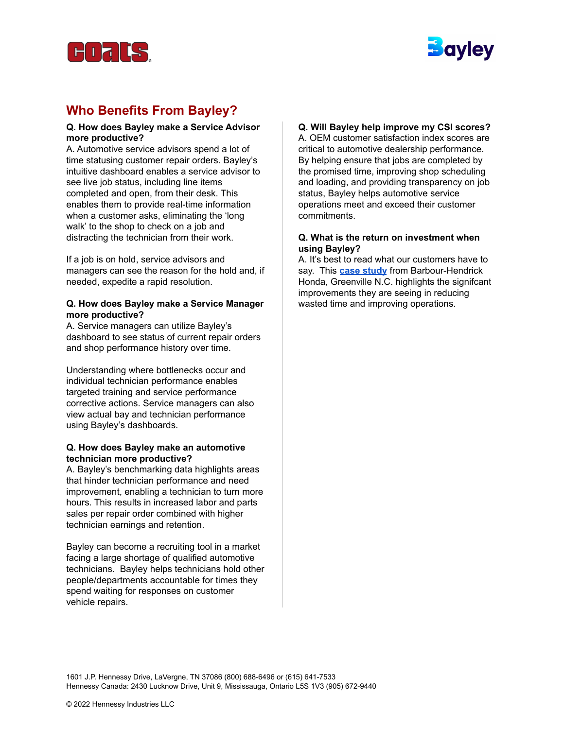## Who Benefits From Bayley?

**Q. How does Bayley make a Service Advisor more productive?**

A. Automotive service advisors spend a lot of time statusing customer repair orders. Bayley's intuitive dashboard enables a service advisor to see live job status, including line items completed and open, from their desk. This enables them to provide real-time information when a customer asks, eliminating the 'long walk' to the shop to check on a job and distracting the technician from their work.

If a job is on hold, service advisors and managers can see the reason for the hold and, if needed, expedite a rapid resolution.

**Q. How does Bayley make a Service Manager more productive?**

A. Service managers can utilize Bayley's dashboard to see status of current repair orders and shop performance history over time.

Understanding where bottlenecks occur and individual technician performance enables targeted training and service performance corrective actions. Service managers can also view actual bay and technician performance using Bayley's dashboards.

**Q. How does Bayley make an automotive technician more productive?**

A. Bayley's benchmarking data highlights areas that hinder technician performance and need improvement, enabling a technician to turn more hours. This results in increased labor and parts sales per repair order combined with higher technician earnings and retention.

Bayley can become a recruiting tool in a market facing a large shortage of qualified automotive technicians. Bayley helps technicians hold other people/departments accountable for times they spend waiting for responses on customer vehicle repairs.

**Q. Will Bayley help improve my CSI scores?**

A. OEM customer satisfaction index scores are critical to automotive dealership performance. By helping ensure that jobs are completed by the promised time, improving shop scheduling and loading, and providing transparency on job status, Bayley helps automotive service operations meet and exceed their customer commitments.

**Q. What is the return on investment when using Bayley?**

A. It's best to read what our customers have to say. This **case study** from Barbour-Hendrick Honda, Greenville N.C. highlights the signifcant improvements they are seeing in reducing wasted time and improving operations.

1601 J.P. Hennessy Drive, LaVergne, TN 37086 (800) 688-6496 or (615) 641-7533
Hennessy Canada: 2430 Lucknow Drive, Unit 9, Mississauga, Ontario L5S 1V3 (905) 672-9440

© 2022 Hennessy Industries LLC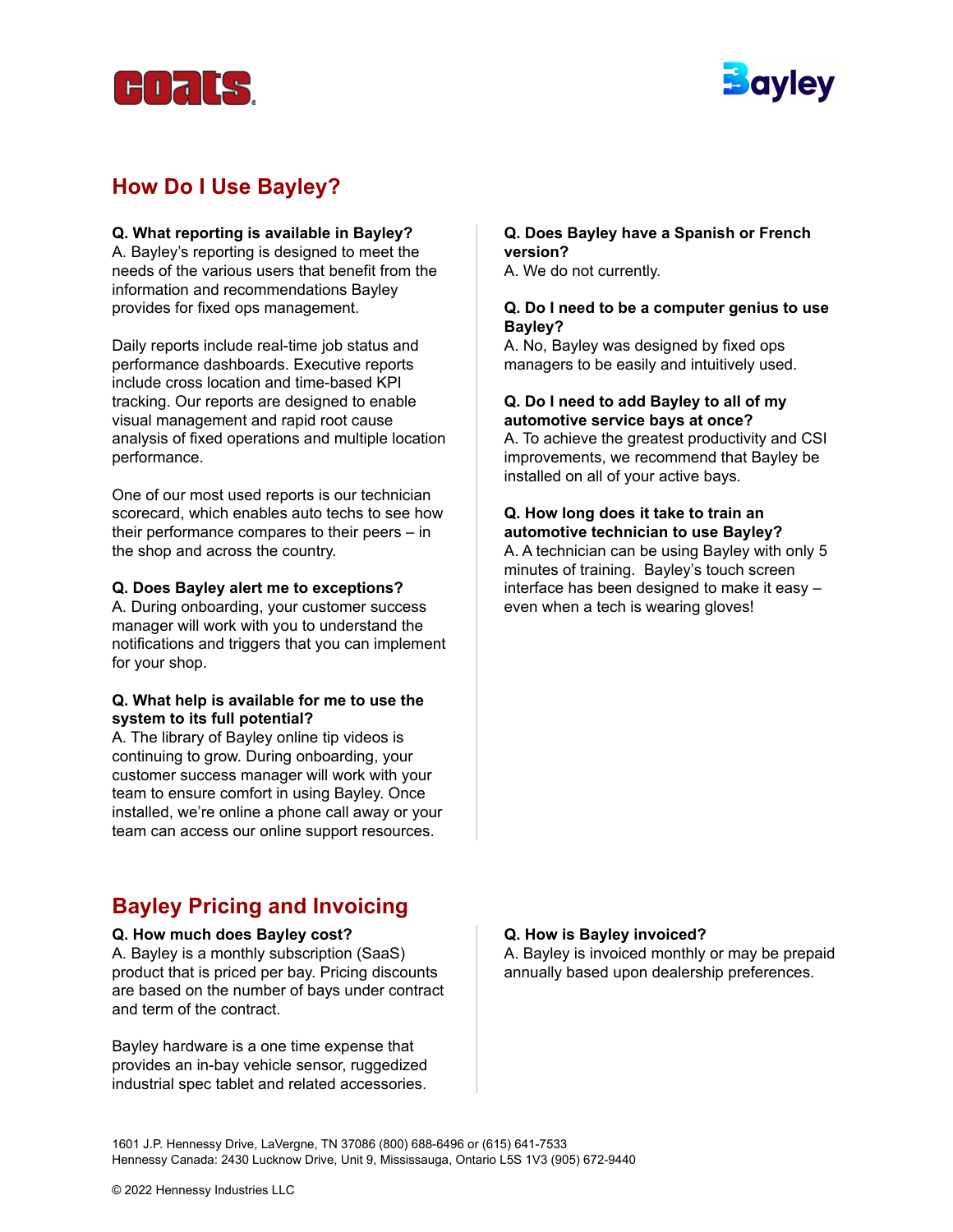## How Do I Use Bayley?

**Q. What reporting is available in Bayley?**
A. Bayley's reporting is designed to meet the needs of the various users that benefit from the information and recommendations Bayley provides for fixed ops management.

Daily reports include real-time job status and performance dashboards. Executive reports include cross location and time-based KPI tracking. Our reports are designed to enable visual management and rapid root cause analysis of fixed operations and multiple location performance.

One of our most used reports is our technician scorecard, which enables auto techs to see how their performance compares to their peers – in the shop and across the country.

**Q. Does Bayley alert me to exceptions?**
A. During onboarding, your customer success manager will work with you to understand the notifications and triggers that you can implement for your shop.

**Q. What help is available for me to use the system to its full potential?**
A. The library of Bayley online tip videos is continuing to grow. During onboarding, your customer success manager will work with your team to ensure comfort in using Bayley. Once installed, we're online a phone call away or your team can access our online support resources.

**Q. Does Bayley have a Spanish or French version?**
A. We do not currently.

**Q. Do I need to be a computer genius to use Bayley?**
A. No, Bayley was designed by fixed ops managers to be easily and intuitively used.

**Q. Do I need to add Bayley to all of my automotive service bays at once?**
A. To achieve the greatest productivity and CSI improvements, we recommend that Bayley be installed on all of your active bays.

**Q. How long does it take to train an automotive technician to use Bayley?**
A. A technician can be using Bayley with only 5 minutes of training. Bayley's touch screen interface has been designed to make it easy – even when a tech is wearing gloves!

## Bayley Pricing and Invoicing

**Q. How much does Bayley cost?**
A. Bayley is a monthly subscription (SaaS) product that is priced per bay. Pricing discounts are based on the number of bays under contract and term of the contract.

Bayley hardware is a one time expense that provides an in-bay vehicle sensor, ruggedized industrial spec tablet and related accessories.

**Q. How is Bayley invoiced?**
A. Bayley is invoiced monthly or may be prepaid annually based upon dealership preferences.

1601 J.P. Hennessy Drive, LaVergne, TN 37086 (800) 688-6496 or (615) 641-7533
Hennessy Canada: 2430 Lucknow Drive, Unit 9, Mississauga, Ontario L5S 1V3 (905) 672-9440

© 2022 Hennessy Industries LLC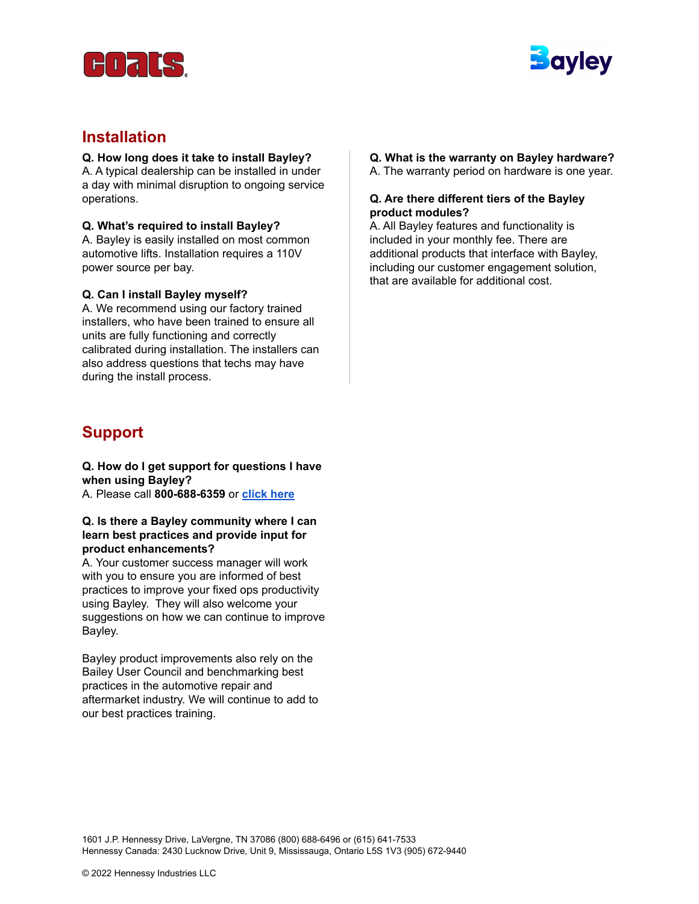## Installation

**Q. How long does it take to install Bayley?**
A. A typical dealership can be installed in under a day with minimal disruption to ongoing service operations.

**Q. What's required to install Bayley?**
A. Bayley is easily installed on most common automotive lifts. Installation requires a 110V power source per bay.

**Q. Can I install Bayley myself?**
A. We recommend using our factory trained installers, who have been trained to ensure all units are fully functioning and correctly calibrated during installation. The installers can also address questions that techs may have during the install process.

**Q. What is the warranty on Bayley hardware?**
A. The warranty period on hardware is one year.

**Q. Are there different tiers of the Bayley product modules?**
A. All Bayley features and functionality is included in your monthly fee. There are additional products that interface with Bayley, including our customer engagement solution, that are available for additional cost.

## Support

**Q. How do I get support for questions I have when using Bayley?**
A. Please call **800-688-6359** or **click here**

**Q. Is there a Bayley community where I can learn best practices and provide input for product enhancements?**
A. Your customer success manager will work with you to ensure you are informed of best practices to improve your fixed ops productivity using Bayley. They will also welcome your suggestions on how we can continue to improve Bayley.

Bayley product improvements also rely on the Bailey User Council and benchmarking best practices in the automotive repair and aftermarket industry. We will continue to add to our best practices training.

1601 J.P. Hennessy Drive, LaVergne, TN 37086 (800) 688-6496 or (615) 641-7533
Hennessy Canada: 2430 Lucknow Drive, Unit 9, Mississauga, Ontario L5S 1V3 (905) 672-9440

© 2022 Hennessy Industries LLC